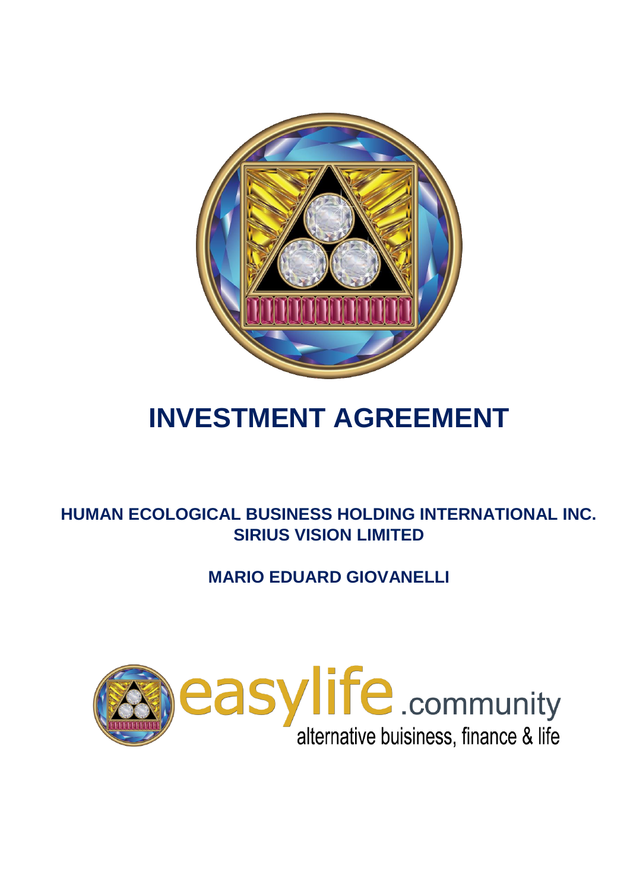# INVESTMENT AGREEMENT

**HUMAN ECOLOGICAL BUSINESS HOLDING INTERNATIONAL INC.**
**SIRIUS VISION LIMITED**

**MARIO EDUARD GIOVANELLI**

easylife.community
alternative buisiness, finance & life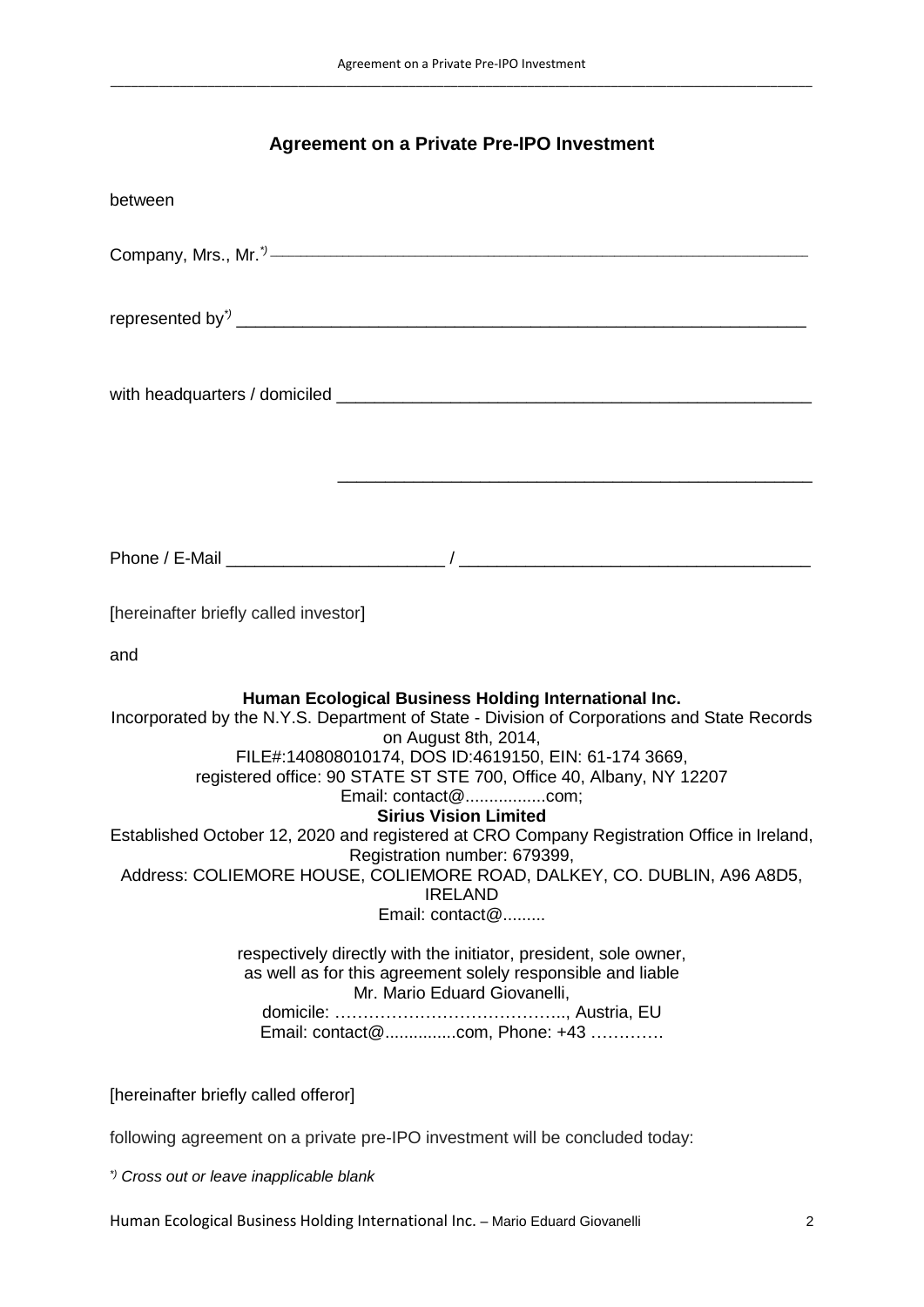# Agreement on a Private Pre-IPO Investment

between

Company, Mrs., Mr.*) ___________________________________________________________

represented by*) ___________________________________________________________

with headquarters / domiciled ___________________________________________________

___________________________________________________

Phone / E-Mail ______________________ / ___________________________________

[hereinafter briefly called investor]

and

**Human Ecological Business Holding International Inc.**
Incorporated by the N.Y.S. Department of State - Division of Corporations and State Records on August 8th, 2014,
FILE#:140808010174, DOS ID:4619150, EIN: 61-174 3669,
registered office: 90 STATE ST STE 700, Office 40, Albany, NY 12207
Email: contact@................com;

**Sirius Vision Limited**
Established October 12, 2020 and registered at CRO Company Registration Office in Ireland,
Registration number: 679399,
Address: COLIEMORE HOUSE, COLIEMORE ROAD, DALKEY, CO. DUBLIN, A96 A8D5, IRELAND
Email: contact@.........

respectively directly with the initiator, president, sole owner,
as well as for this agreement solely responsible and liable
Mr. Mario Eduard Giovanelli,
domicile: ………………………………….., Austria, EU
Email: contact@...............com, Phone: +43 ………….

[hereinafter briefly called offeror]

following agreement on a private pre-IPO investment will be concluded today:

*) *Cross out or leave inapplicable blank*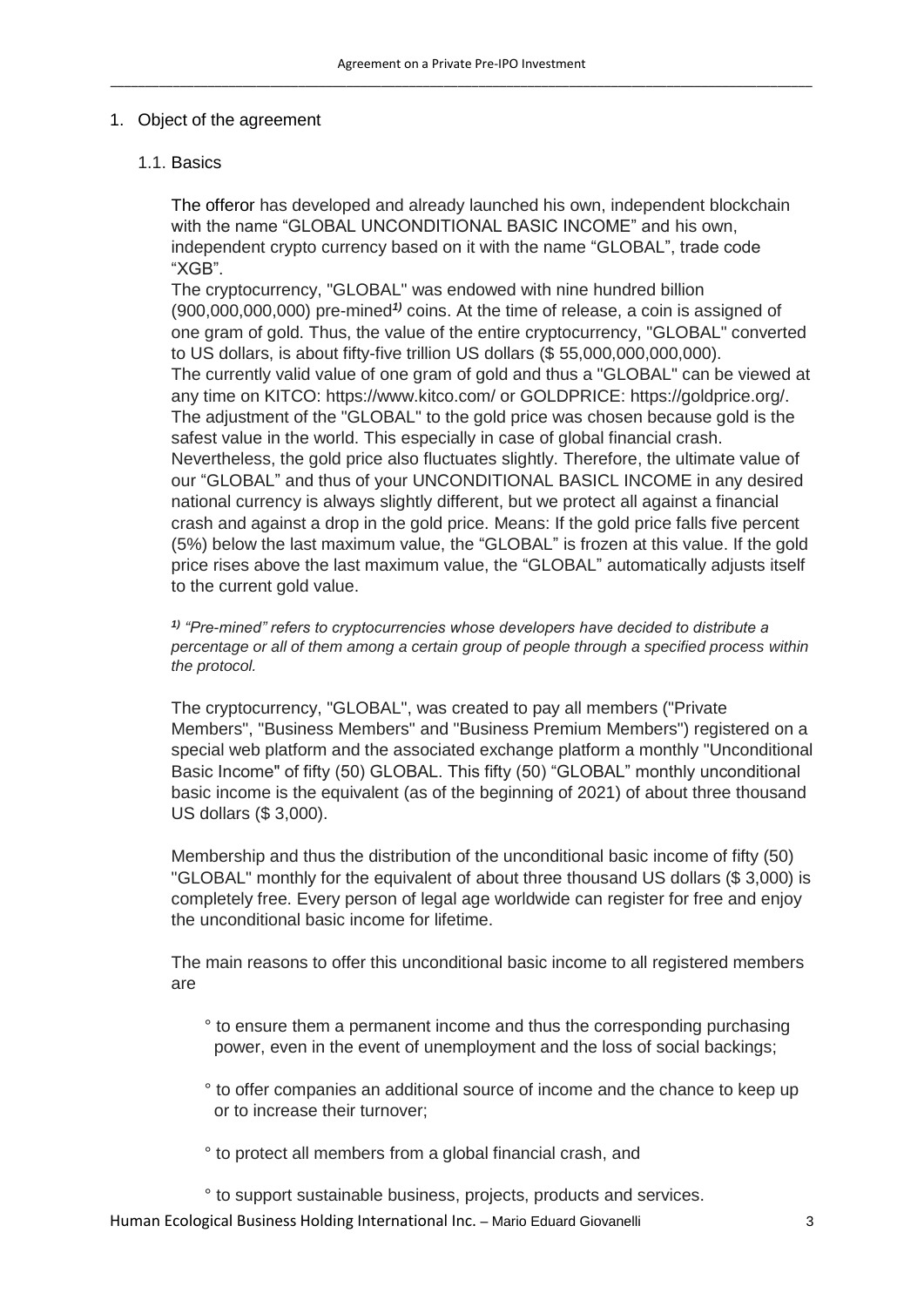## 1. Object of the agreement

### 1.1. Basics

The offeror has developed and already launched his own, independent blockchain with the name "GLOBAL UNCONDITIONAL BASIC INCOME" and his own, independent crypto currency based on it with the name "GLOBAL", trade code "XGB".

The cryptocurrency, "GLOBAL" was endowed with nine hundred billion (900,000,000,000) pre-mined[1)] coins. At the time of release, a coin is assigned of one gram of gold. Thus, the value of the entire cryptocurrency, "GLOBAL" converted to US dollars, is about fifty-five trillion US dollars ($ 55,000,000,000,000).

The currently valid value of one gram of gold and thus a "GLOBAL" can be viewed at any time on KITCO: https://www.kitco.com/ or GOLDPRICE: https://goldprice.org/.

The adjustment of the "GLOBAL" to the gold price was chosen because gold is the safest value in the world. This especially in case of global financial crash. Nevertheless, the gold price also fluctuates slightly. Therefore, the ultimate value of our "GLOBAL" and thus of your UNCONDITIONAL BASICL INCOME in any desired national currency is always slightly different, but we protect all against a financial crash and against a drop in the gold price. Means: If the gold price falls five percent (5%) below the last maximum value, the "GLOBAL" is frozen at this value. If the gold price rises above the last maximum value, the "GLOBAL" automatically adjusts itself to the current gold value.

*[1)] "Pre-mined" refers to cryptocurrencies whose developers have decided to distribute a percentage or all of them among a certain group of people through a specified process within the protocol.*

The cryptocurrency, "GLOBAL", was created to pay all members ("Private Members", "Business Members" and "Business Premium Members") registered on a special web platform and the associated exchange platform a monthly "Unconditional Basic Income" of fifty (50) GLOBAL. This fifty (50) "GLOBAL" monthly unconditional basic income is the equivalent (as of the beginning of 2021) of about three thousand US dollars ($ 3,000).

Membership and thus the distribution of the unconditional basic income of fifty (50) "GLOBAL" monthly for the equivalent of about three thousand US dollars ($ 3,000) is completely free. Every person of legal age worldwide can register for free and enjoy the unconditional basic income for lifetime.

The main reasons to offer this unconditional basic income to all registered members are

° to ensure them a permanent income and thus the corresponding purchasing power, even in the event of unemployment and the loss of social backings;

° to offer companies an additional source of income and the chance to keep up or to increase their turnover;

° to protect all members from a global financial crash, and

° to support sustainable business, projects, products and services.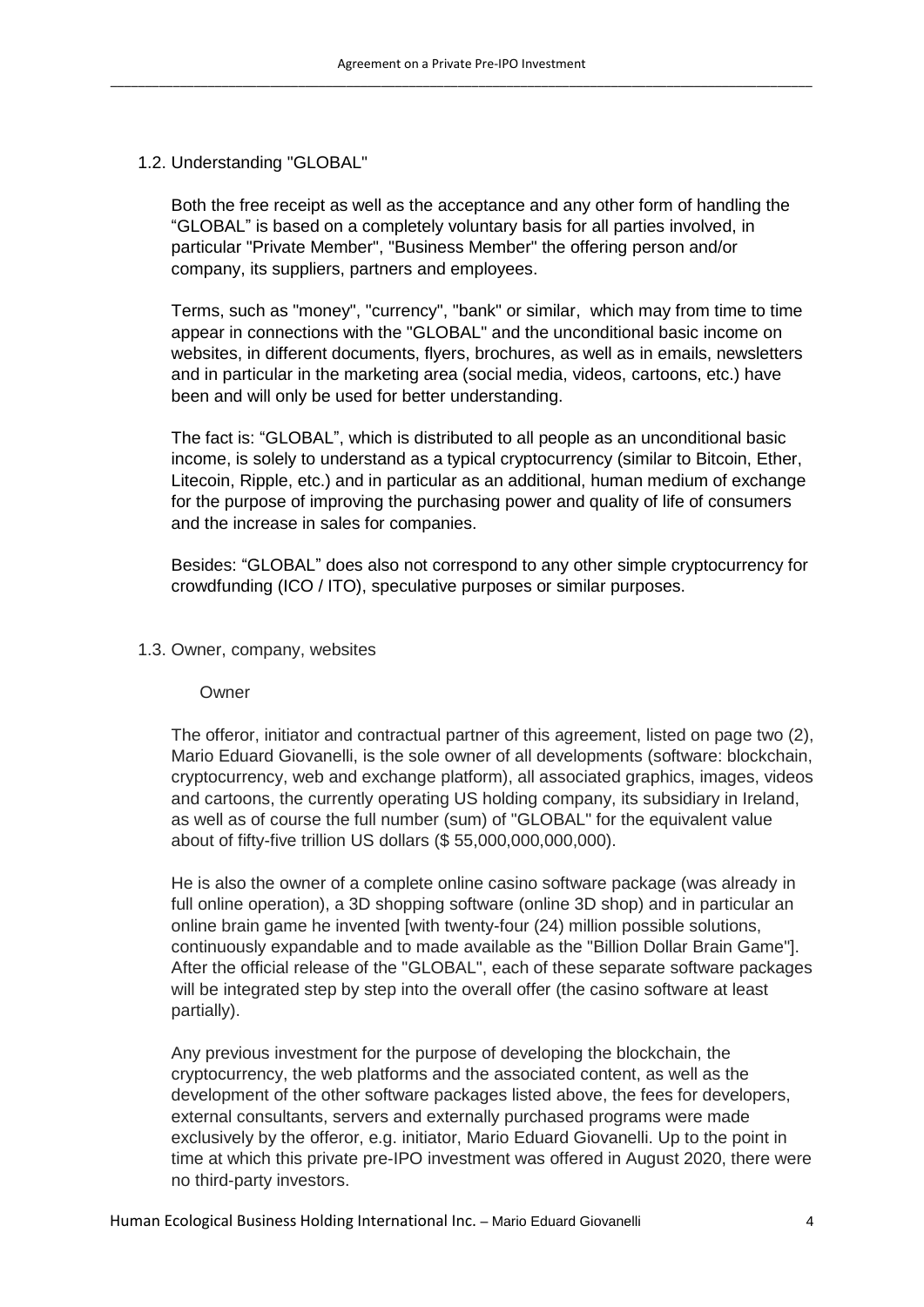## 1.2. Understanding "GLOBAL"

Both the free receipt as well as the acceptance and any other form of handling the "GLOBAL" is based on a completely voluntary basis for all parties involved, in particular "Private Member", "Business Member" the offering person and/or company, its suppliers, partners and employees.

Terms, such as "money", "currency", "bank" or similar, which may from time to time appear in connections with the "GLOBAL" and the unconditional basic income on websites, in different documents, flyers, brochures, as well as in emails, newsletters and in particular in the marketing area (social media, videos, cartoons, etc.) have been and will only be used for better understanding.

The fact is: "GLOBAL", which is distributed to all people as an unconditional basic income, is solely to understand as a typical cryptocurrency (similar to Bitcoin, Ether, Litecoin, Ripple, etc.) and in particular as an additional, human medium of exchange for the purpose of improving the purchasing power and quality of life of consumers and the increase in sales for companies.

Besides: "GLOBAL" does also not correspond to any other simple cryptocurrency for crowdfunding (ICO / ITO), speculative purposes or similar purposes.

## 1.3. Owner, company, websites

### Owner

The offeror, initiator and contractual partner of this agreement, listed on page two (2), Mario Eduard Giovanelli, is the sole owner of all developments (software: blockchain, cryptocurrency, web and exchange platform), all associated graphics, images, videos and cartoons, the currently operating US holding company, its subsidiary in Ireland, as well as of course the full number (sum) of "GLOBAL" for the equivalent value about of fifty-five trillion US dollars ($ 55,000,000,000,000).

He is also the owner of a complete online casino software package (was already in full online operation), a 3D shopping software (online 3D shop) and in particular an online brain game he invented [with twenty-four (24) million possible solutions, continuously expandable and to made available as the "Billion Dollar Brain Game"]. After the official release of the "GLOBAL", each of these separate software packages will be integrated step by step into the overall offer (the casino software at least partially).

Any previous investment for the purpose of developing the blockchain, the cryptocurrency, the web platforms and the associated content, as well as the development of the other software packages listed above, the fees for developers, external consultants, servers and externally purchased programs were made exclusively by the offeror, e.g. initiator, Mario Eduard Giovanelli. Up to the point in time at which this private pre-IPO investment was offered in August 2020, there were no third-party investors.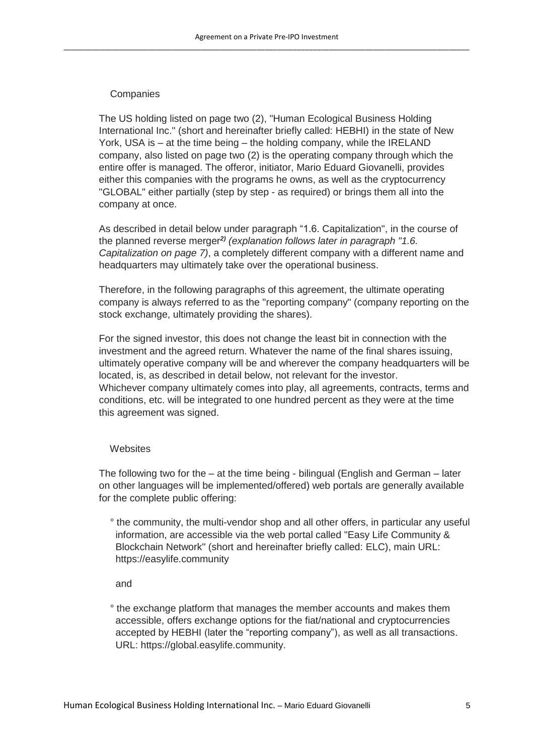### Companies

The US holding listed on page two (2), "Human Ecological Business Holding International Inc." (short and hereinafter briefly called: HEBHI) in the state of New York, USA is – at the time being – the holding company, while the IRELAND company, also listed on page two (2) is the operating company through which the entire offer is managed. The offeror, initiator, Mario Eduard Giovanelli, provides either this companies with the programs he owns, as well as the cryptocurrency "GLOBAL" either partially (step by step - as required) or brings them all into the company at once.

As described in detail below under paragraph "1.6. Capitalization", in the course of the planned reverse merger***2)*** *(explanation follows later in paragraph "1.6. Capitalization on page 7)*, a completely different company with a different name and headquarters may ultimately take over the operational business.

Therefore, in the following paragraphs of this agreement, the ultimate operating company is always referred to as the "reporting company" (company reporting on the stock exchange, ultimately providing the shares).

For the signed investor, this does not change the least bit in connection with the investment and the agreed return. Whatever the name of the final shares issuing, ultimately operative company will be and wherever the company headquarters will be located, is, as described in detail below, not relevant for the investor.
Whichever company ultimately comes into play, all agreements, contracts, terms and conditions, etc. will be integrated to one hundred percent as they were at the time this agreement was signed.

### Websites

The following two for the – at the time being - bilingual (English and German – later on other languages will be implemented/offered) web portals are generally available for the complete public offering:

° the community, the multi-vendor shop and all other offers, in particular any useful information, are accessible via the web portal called "Easy Life Community & Blockchain Network" (short and hereinafter briefly called: ELC), main URL: https://easylife.community

and

° the exchange platform that manages the member accounts and makes them accessible, offers exchange options for the fiat/national and cryptocurrencies accepted by HEBHI (later the "reporting company"), as well as all transactions. URL: https://global.easylife.community.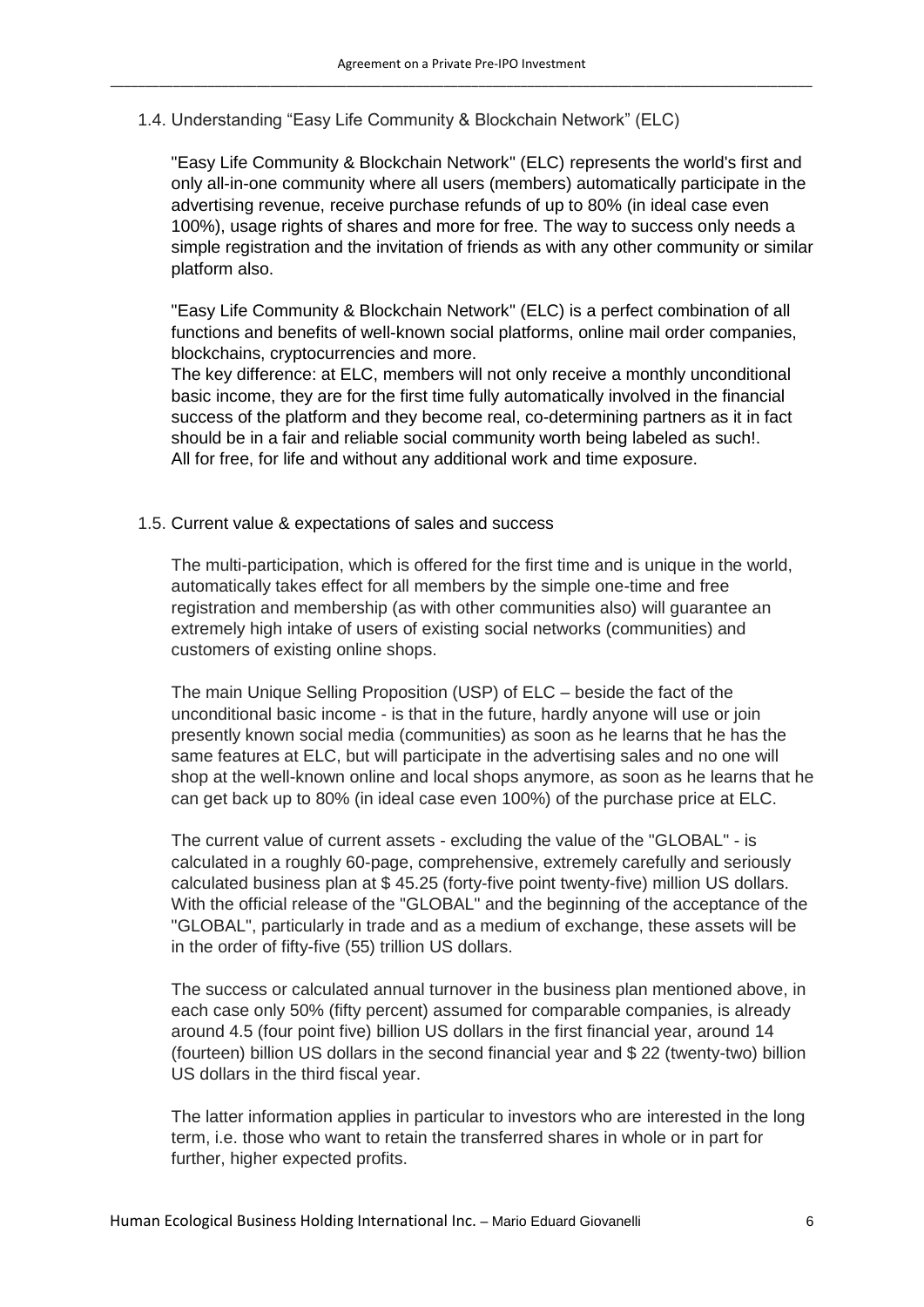### 1.4. Understanding "Easy Life Community & Blockchain Network" (ELC)

"Easy Life Community & Blockchain Network" (ELC) represents the world's first and only all-in-one community where all users (members) automatically participate in the advertising revenue, receive purchase refunds of up to 80% (in ideal case even 100%), usage rights of shares and more for free. The way to success only needs a simple registration and the invitation of friends as with any other community or similar platform also.

"Easy Life Community & Blockchain Network" (ELC) is a perfect combination of all functions and benefits of well-known social platforms, online mail order companies, blockchains, cryptocurrencies and more.
The key difference: at ELC, members will not only receive a monthly unconditional basic income, they are for the first time fully automatically involved in the financial success of the platform and they become real, co-determining partners as it in fact should be in a fair and reliable social community worth being labeled as such!.
All for free, for life and without any additional work and time exposure.

### 1.5. Current value & expectations of sales and success

The multi-participation, which is offered for the first time and is unique in the world, automatically takes effect for all members by the simple one-time and free registration and membership (as with other communities also) will guarantee an extremely high intake of users of existing social networks (communities) and customers of existing online shops.

The main Unique Selling Proposition (USP) of ELC – beside the fact of the unconditional basic income - is that in the future, hardly anyone will use or join presently known social media (communities) as soon as he learns that he has the same features at ELC, but will participate in the advertising sales and no one will shop at the well-known online and local shops anymore, as soon as he learns that he can get back up to 80% (in ideal case even 100%) of the purchase price at ELC.

The current value of current assets - excluding the value of the "GLOBAL" - is calculated in a roughly 60-page, comprehensive, extremely carefully and seriously calculated business plan at $ 45.25 (forty-five point twenty-five) million US dollars. With the official release of the "GLOBAL" and the beginning of the acceptance of the "GLOBAL", particularly in trade and as a medium of exchange, these assets will be in the order of fifty-five (55) trillion US dollars.

The success or calculated annual turnover in the business plan mentioned above, in each case only 50% (fifty percent) assumed for comparable companies, is already around 4.5 (four point five) billion US dollars in the first financial year, around 14 (fourteen) billion US dollars in the second financial year and $ 22 (twenty-two) billion US dollars in the third fiscal year.

The latter information applies in particular to investors who are interested in the long term, i.e. those who want to retain the transferred shares in whole or in part for further, higher expected profits.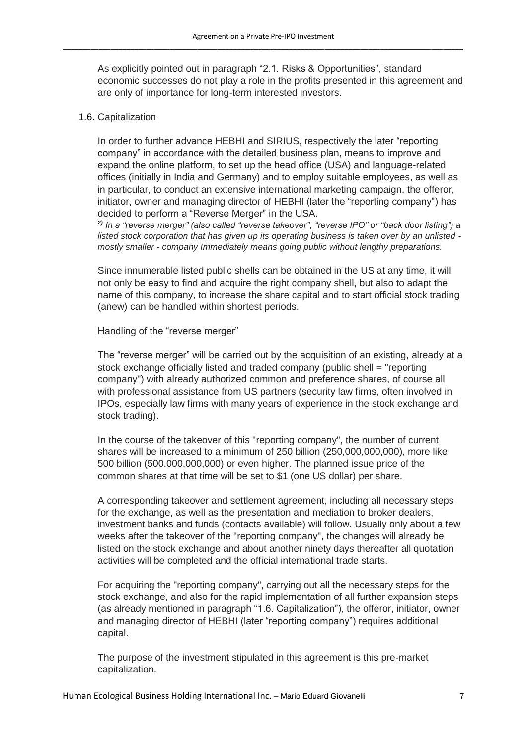As explicitly pointed out in paragraph "2.1. Risks & Opportunities", standard economic successes do not play a role in the profits presented in this agreement and are only of importance for long-term interested investors.

## 1.6. Capitalization

In order to further advance HEBHI and SIRIUS, respectively the later "reporting company" in accordance with the detailed business plan, means to improve and expand the online platform, to set up the head office (USA) and language-related offices (initially in India and Germany) and to employ suitable employees, as well as in particular, to conduct an extensive international marketing campaign, the offeror, initiator, owner and managing director of HEBHI (later the "reporting company") has decided to perform a "Reverse Merger" in the USA.

*[2] In a "reverse merger" (also called "reverse takeover", "reverse IPO" or "back door listing") a listed stock corporation that has given up its operating business is taken over by an unlisted - mostly smaller - company Immediately means going public without lengthy preparations.*

Since innumerable listed public shells can be obtained in the US at any time, it will not only be easy to find and acquire the right company shell, but also to adapt the name of this company, to increase the share capital and to start official stock trading (anew) can be handled within shortest periods.

Handling of the "reverse merger"

The "reverse merger" will be carried out by the acquisition of an existing, already at a stock exchange officially listed and traded company (public shell = "reporting company") with already authorized common and preference shares, of course all with professional assistance from US partners (security law firms, often involved in IPOs, especially law firms with many years of experience in the stock exchange and stock trading).

In the course of the takeover of this "reporting company", the number of current shares will be increased to a minimum of 250 billion (250,000,000,000), more like 500 billion (500,000,000,000) or even higher. The planned issue price of the common shares at that time will be set to $1 (one US dollar) per share.

A corresponding takeover and settlement agreement, including all necessary steps for the exchange, as well as the presentation and mediation to broker dealers, investment banks and funds (contacts available) will follow. Usually only about a few weeks after the takeover of the "reporting company", the changes will already be listed on the stock exchange and about another ninety days thereafter all quotation activities will be completed and the official international trade starts.

For acquiring the "reporting company", carrying out all the necessary steps for the stock exchange, and also for the rapid implementation of all further expansion steps (as already mentioned in paragraph "1.6. Capitalization"), the offeror, initiator, owner and managing director of HEBHI (later "reporting company") requires additional capital.

The purpose of the investment stipulated in this agreement is this pre-market capitalization.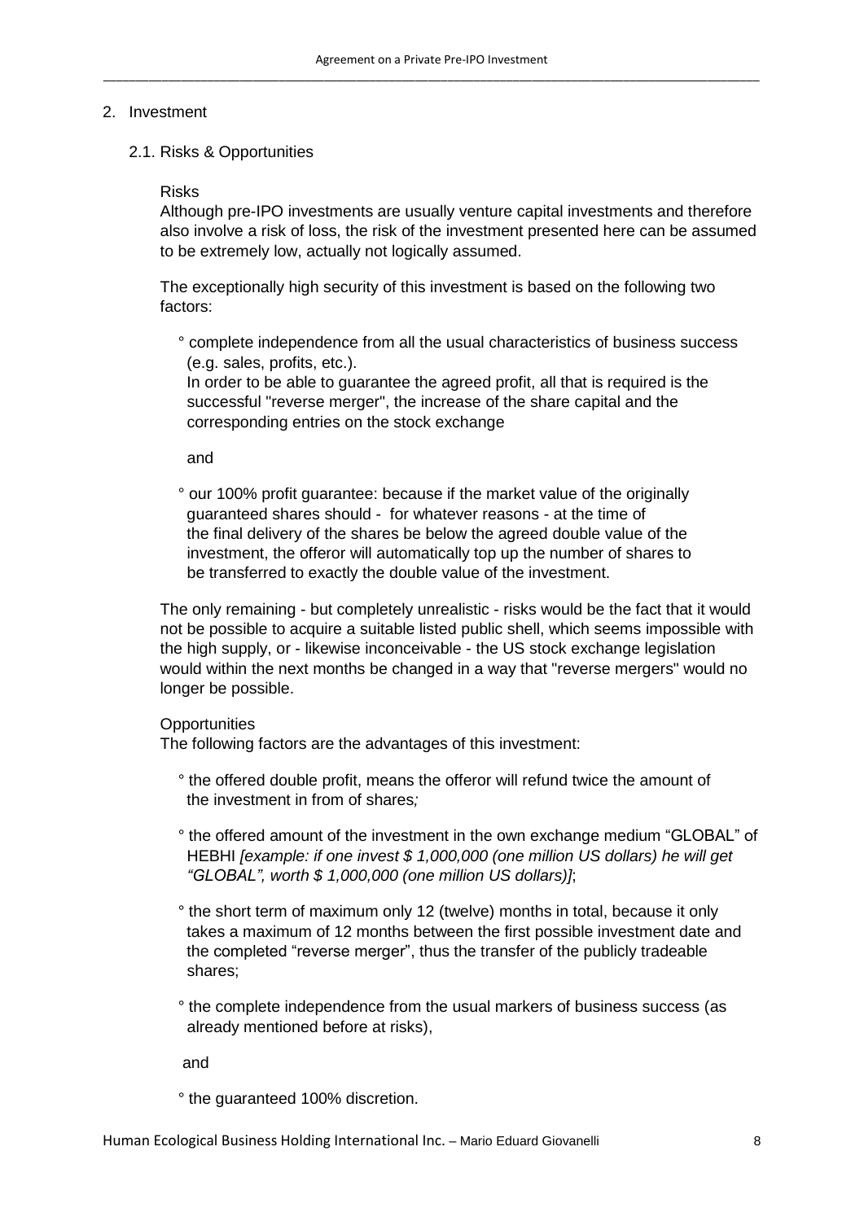## 2. Investment

### 2.1. Risks & Opportunities

Risks

Although pre-IPO investments are usually venture capital investments and therefore also involve a risk of loss, the risk of the investment presented here can be assumed to be extremely low, actually not logically assumed.

The exceptionally high security of this investment is based on the following two factors:

° complete independence from all the usual characteristics of business success (e.g. sales, profits, etc.).
In order to be able to guarantee the agreed profit, all that is required is the successful "reverse merger", the increase of the share capital and the corresponding entries on the stock exchange

and

° our 100% profit guarantee: because if the market value of the originally guaranteed shares should - for whatever reasons - at the time of the final delivery of the shares be below the agreed double value of the investment, the offeror will automatically top up the number of shares to be transferred to exactly the double value of the investment.

The only remaining - but completely unrealistic - risks would be the fact that it would not be possible to acquire a suitable listed public shell, which seems impossible with the high supply, or - likewise inconceivable - the US stock exchange legislation would within the next months be changed in a way that "reverse mergers" would no longer be possible.

Opportunities

The following factors are the advantages of this investment:

° the offered double profit, means the offeror will refund twice the amount of the investment in from of shares*;*

° the offered amount of the investment in the own exchange medium "GLOBAL" of HEBHI *[example: if one invest $ 1,000,000 (one million US dollars) he will get "GLOBAL", worth $ 1,000,000 (one million US dollars)]*;

° the short term of maximum only 12 (twelve) months in total, because it only takes a maximum of 12 months between the first possible investment date and the completed "reverse merger", thus the transfer of the publicly tradeable shares;

° the complete independence from the usual markers of business success (as already mentioned before at risks),

and

° the guaranteed 100% discretion.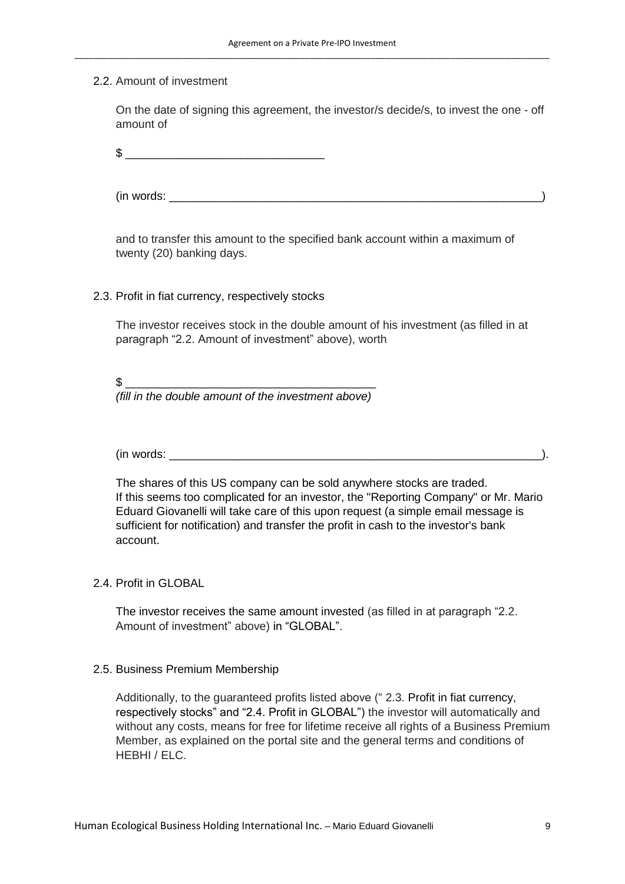## 2.2. Amount of investment

On the date of signing this agreement, the investor/s decide/s, to invest the one - off amount of

$ ______________________________

(in words: _______________________________________________________)

and to transfer this amount to the specified bank account within a maximum of twenty (20) banking days.

## 2.3. Profit in fiat currency, respectively stocks

The investor receives stock in the double amount of his investment (as filled in at paragraph "2.2. Amount of investment" above), worth

$ ____________________________________
*(fill in the double amount of the investment above)*

(in words: _______________________________________________________).

The shares of this US company can be sold anywhere stocks are traded.
If this seems too complicated for an investor, the "Reporting Company" or Mr. Mario Eduard Giovanelli will take care of this upon request (a simple email message is sufficient for notification) and transfer the profit in cash to the investor's bank account.

## 2.4. Profit in GLOBAL

The investor receives the same amount invested (as filled in at paragraph "2.2. Amount of investment" above) in "GLOBAL".

## 2.5. Business Premium Membership

Additionally, to the guaranteed profits listed above (" 2.3. Profit in fiat currency, respectively stocks" and "2.4. Profit in GLOBAL") the investor will automatically and without any costs, means for free for lifetime receive all rights of a Business Premium Member, as explained on the portal site and the general terms and conditions of HEBHI / ELC.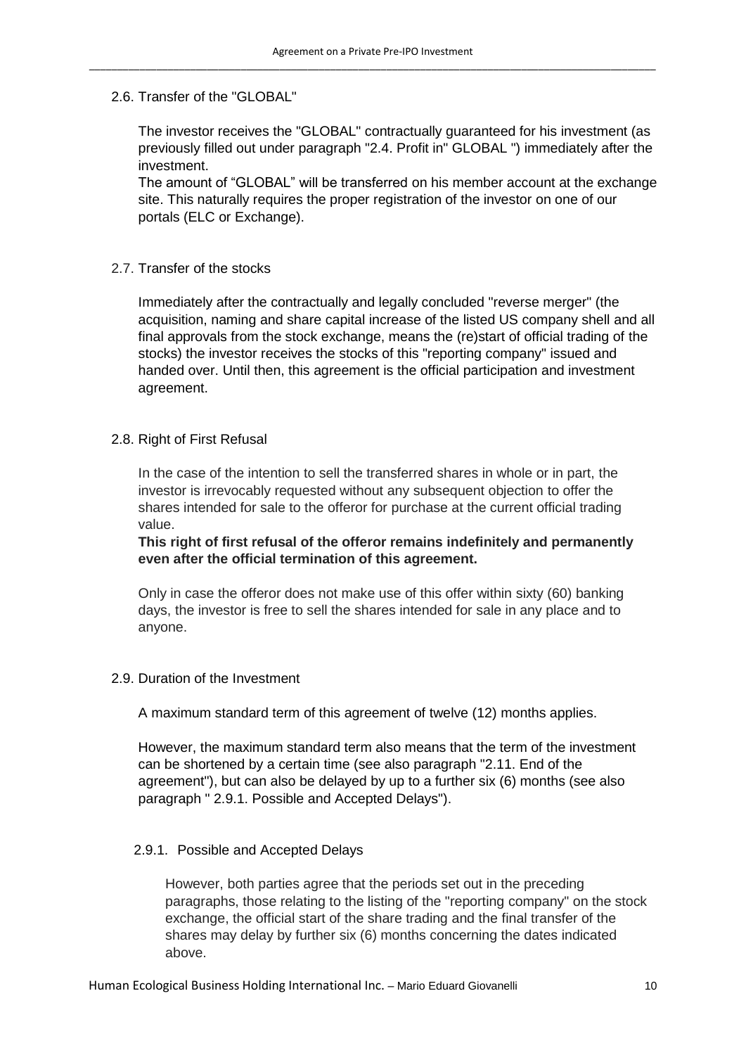## 2.6. Transfer of the "GLOBAL"

The investor receives the "GLOBAL" contractually guaranteed for his investment (as previously filled out under paragraph "2.4. Profit in" GLOBAL ") immediately after the investment.

The amount of "GLOBAL" will be transferred on his member account at the exchange site. This naturally requires the proper registration of the investor on one of our portals (ELC or Exchange).

## 2.7. Transfer of the stocks

Immediately after the contractually and legally concluded "reverse merger" (the acquisition, naming and share capital increase of the listed US company shell and all final approvals from the stock exchange, means the (re)start of official trading of the stocks) the investor receives the stocks of this "reporting company" issued and handed over. Until then, this agreement is the official participation and investment agreement.

## 2.8. Right of First Refusal

In the case of the intention to sell the transferred shares in whole or in part, the investor is irrevocably requested without any subsequent objection to offer the shares intended for sale to the offeror for purchase at the current official trading value.

**This right of first refusal of the offeror remains indefinitely and permanently even after the official termination of this agreement.**

Only in case the offeror does not make use of this offer within sixty (60) banking days, the investor is free to sell the shares intended for sale in any place and to anyone.

## 2.9. Duration of the Investment

A maximum standard term of this agreement of twelve (12) months applies.

However, the maximum standard term also means that the term of the investment can be shortened by a certain time (see also paragraph "2.11. End of the agreement"), but can also be delayed by up to a further six (6) months (see also paragraph " 2.9.1. Possible and Accepted Delays").

### 2.9.1. Possible and Accepted Delays

However, both parties agree that the periods set out in the preceding paragraphs, those relating to the listing of the "reporting company" on the stock exchange, the official start of the share trading and the final transfer of the shares may delay by further six (6) months concerning the dates indicated above.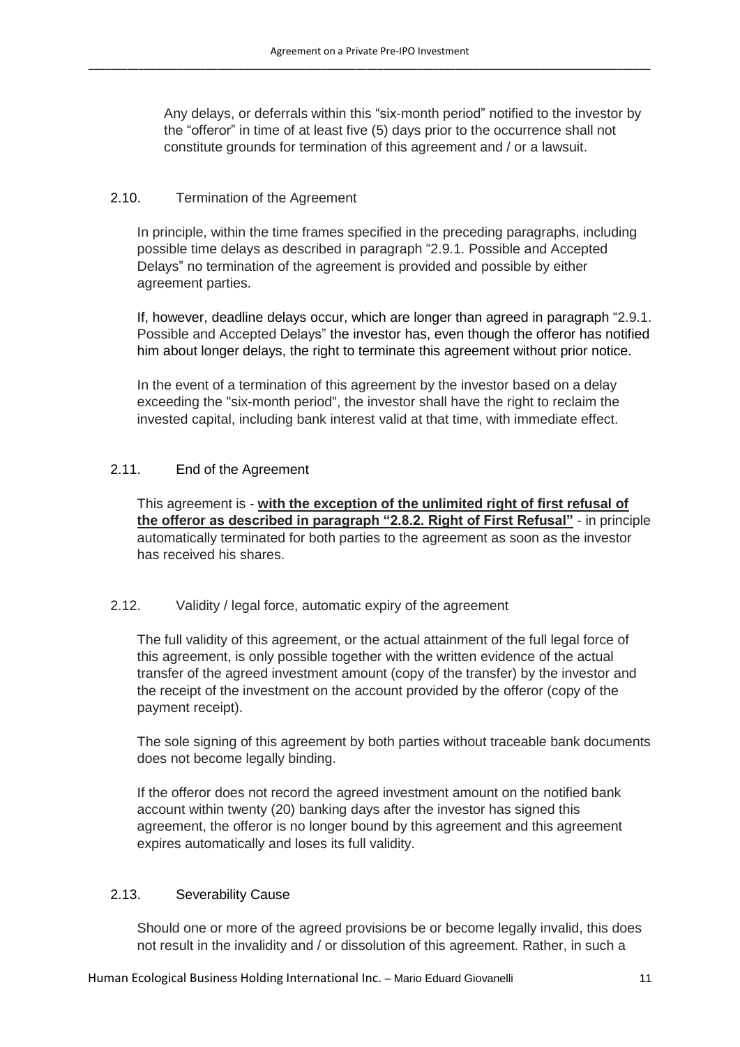Any delays, or deferrals within this "six-month period" notified to the investor by the "offeror" in time of at least five (5) days prior to the occurrence shall not constitute grounds for termination of this agreement and / or a lawsuit.

## 2.10. Termination of the Agreement

In principle, within the time frames specified in the preceding paragraphs, including possible time delays as described in paragraph "2.9.1. Possible and Accepted Delays" no termination of the agreement is provided and possible by either agreement parties.

If, however, deadline delays occur, which are longer than agreed in paragraph "2.9.1. Possible and Accepted Delays" the investor has, even though the offeror has notified him about longer delays, the right to terminate this agreement without prior notice.

In the event of a termination of this agreement by the investor based on a delay exceeding the "six-month period", the investor shall have the right to reclaim the invested capital, including bank interest valid at that time, with immediate effect.

## 2.11. End of the Agreement

This agreement is - **with the exception of the unlimited right of first refusal of the offeror as described in paragraph "2.8.2. Right of First Refusal"** - in principle automatically terminated for both parties to the agreement as soon as the investor has received his shares.

## 2.12. Validity / legal force, automatic expiry of the agreement

The full validity of this agreement, or the actual attainment of the full legal force of this agreement, is only possible together with the written evidence of the actual transfer of the agreed investment amount (copy of the transfer) by the investor and the receipt of the investment on the account provided by the offeror (copy of the payment receipt).

The sole signing of this agreement by both parties without traceable bank documents does not become legally binding.

If the offeror does not record the agreed investment amount on the notified bank account within twenty (20) banking days after the investor has signed this agreement, the offeror is no longer bound by this agreement and this agreement expires automatically and loses its full validity.

## 2.13. Severability Cause

Should one or more of the agreed provisions be or become legally invalid, this does not result in the invalidity and / or dissolution of this agreement. Rather, in such a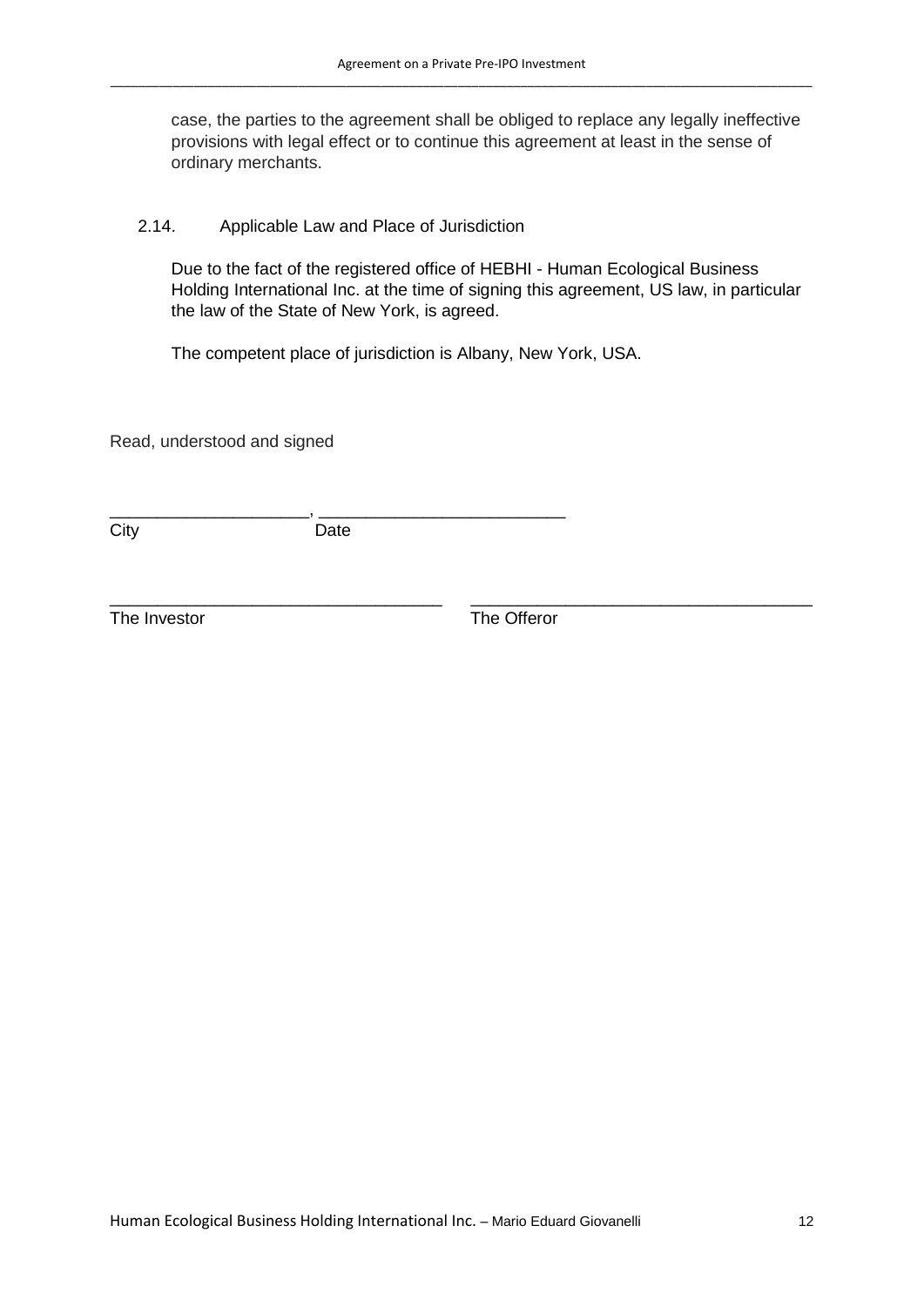case, the parties to the agreement shall be obliged to replace any legally ineffective provisions with legal effect or to continue this agreement at least in the sense of ordinary merchants.

### 2.14. Applicable Law and Place of Jurisdiction

Due to the fact of the registered office of HEBHI - Human Ecological Business Holding International Inc. at the time of signing this agreement, US law, in particular the law of the State of New York, is agreed.

The competent place of jurisdiction is Albany, New York, USA.

Read, understood and signed

_____________________, __________________________
City Date

___________________________________ ___________________________________
The Investor The Offeror